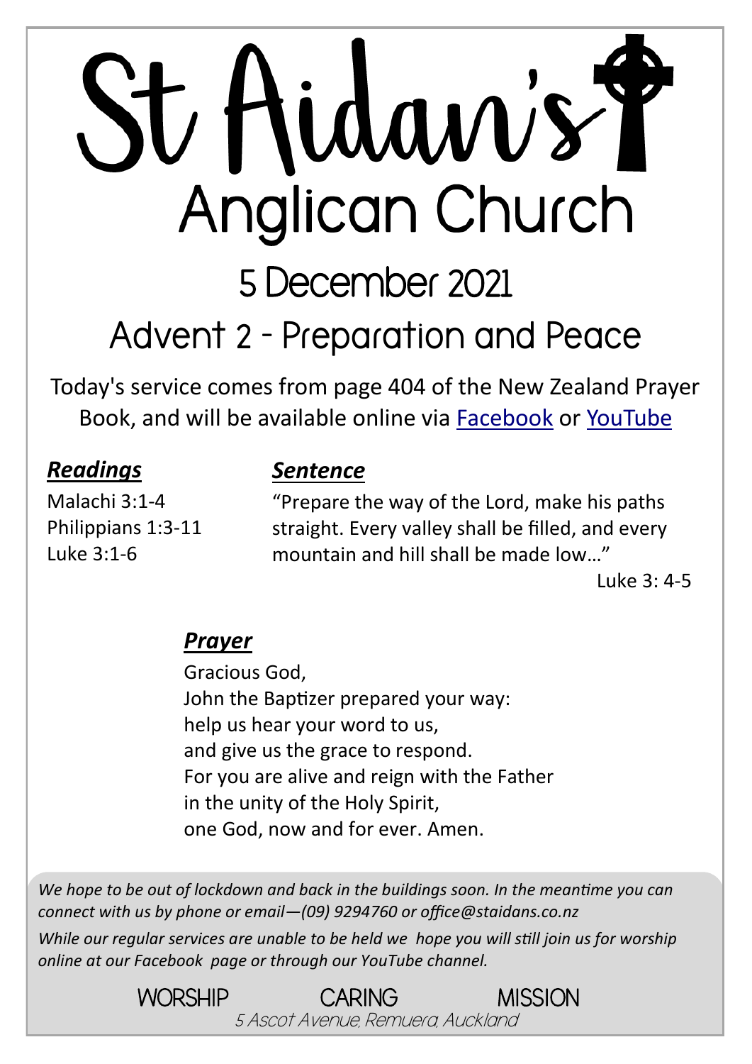# St Aidan's

## Anglican Church

## 5 December 2021

## Advent 2 - Preparation and Peace

Today's service comes from page 404 of the New Zealand Prayer Book, and will be available online via Facebook or YouTube

### *Readings*

Malachi 3:1-4
Philippians 1:3-11
Luke 3:1-6

### *Sentence*

"Prepare the way of the Lord, make his paths straight. Every valley shall be filled, and every mountain and hill shall be made low…"

Luke 3: 4-5

### *Prayer*

Gracious God,
John the Baptizer prepared your way:
help us hear your word to us,
and give us the grace to respond.
For you are alive and reign with the Father
in the unity of the Holy Spirit,
one God, now and for ever. Amen.

*We hope to be out of lockdown and back in the buildings soon. In the meantime you can connect with us by phone or email—(09) 9294760 or office@staidans.co.nz*

*While our regular services are unable to be held we hope you will still join us for worship online at our Facebook page or through our YouTube channel.*

WORSHIP CARING MISSION

*5 Ascot Avenue, Remuera, Auckland*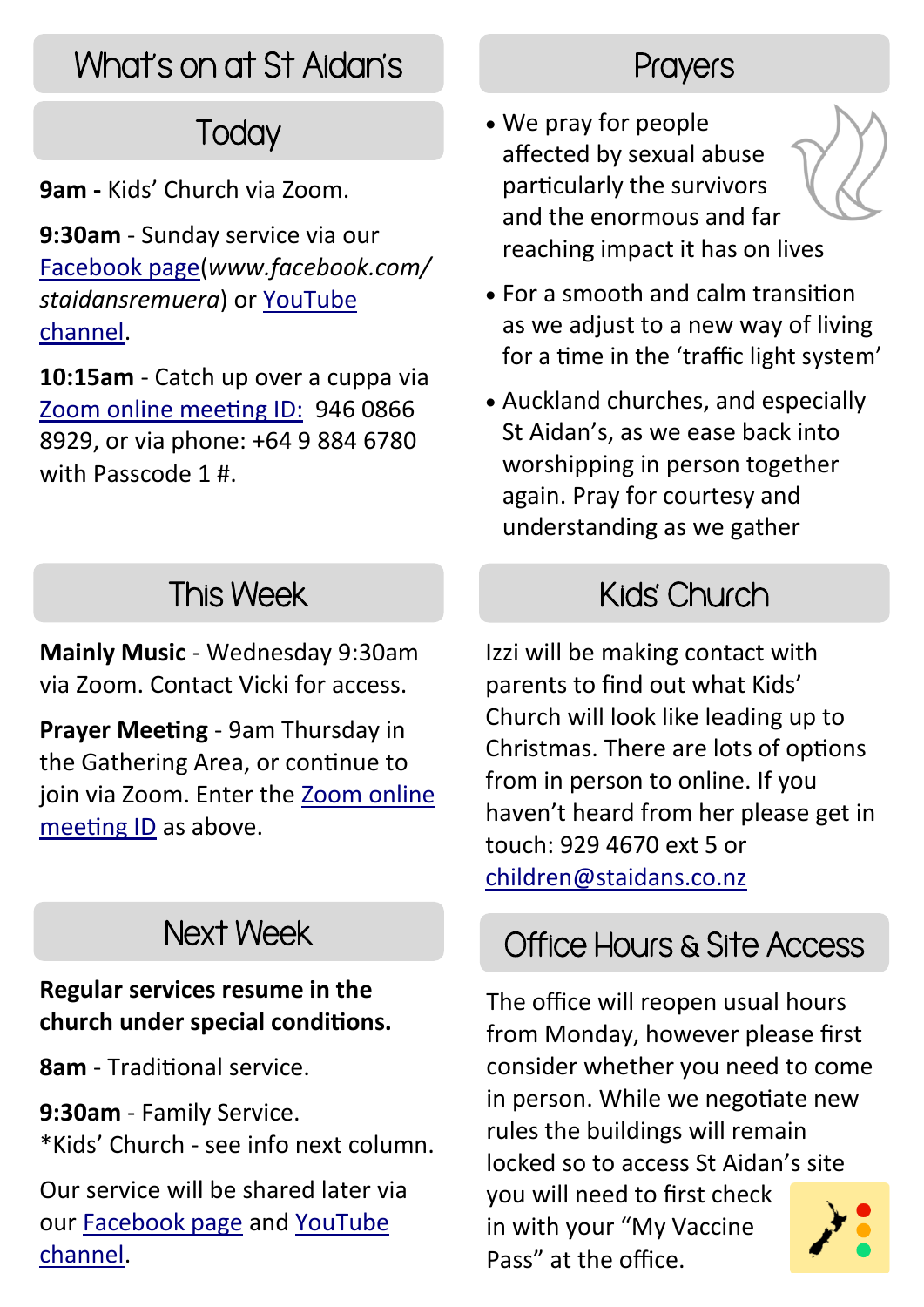## What's on at St Aidan's

### Today

**9am -** Kids' Church via Zoom.

**9:30am** - Sunday service via our Facebook page(*www.facebook.com/staidansremuera*) or YouTube channel.

**10:15am** - Catch up over a cuppa via Zoom online meeting ID: 946 0866 8929, or via phone: +64 9 884 6780 with Passcode 1 #.

### This Week

**Mainly Music** - Wednesday 9:30am via Zoom. Contact Vicki for access.

**Prayer Meeting** - 9am Thursday in the Gathering Area, or continue to join via Zoom. Enter the Zoom online meeting ID as above.

### Next Week

**Regular services resume in the church under special conditions.**

**8am** - Traditional service.

**9:30am** - Family Service.
*Kids' Church - see info next column.

Our service will be shared later via our Facebook page and YouTube channel.

## Prayers

- We pray for people affected by sexual abuse particularly the survivors and the enormous and far reaching impact it has on lives
- For a smooth and calm transition as we adjust to a new way of living for a time in the 'traffic light system'
- Auckland churches, and especially St Aidan's, as we ease back into worshipping in person together again. Pray for courtesy and understanding as we gather

## Kids' Church

Izzi will be making contact with parents to find out what Kids' Church will look like leading up to Christmas. There are lots of options from in person to online. If you haven't heard from her please get in touch: 929 4670 ext 5 or children@staidans.co.nz

## Office Hours & Site Access

The office will reopen usual hours from Monday, however please first consider whether you need to come in person. While we negotiate new rules the buildings will remain locked so to access St Aidan's site you will need to first check in with your "My Vaccine Pass" at the office.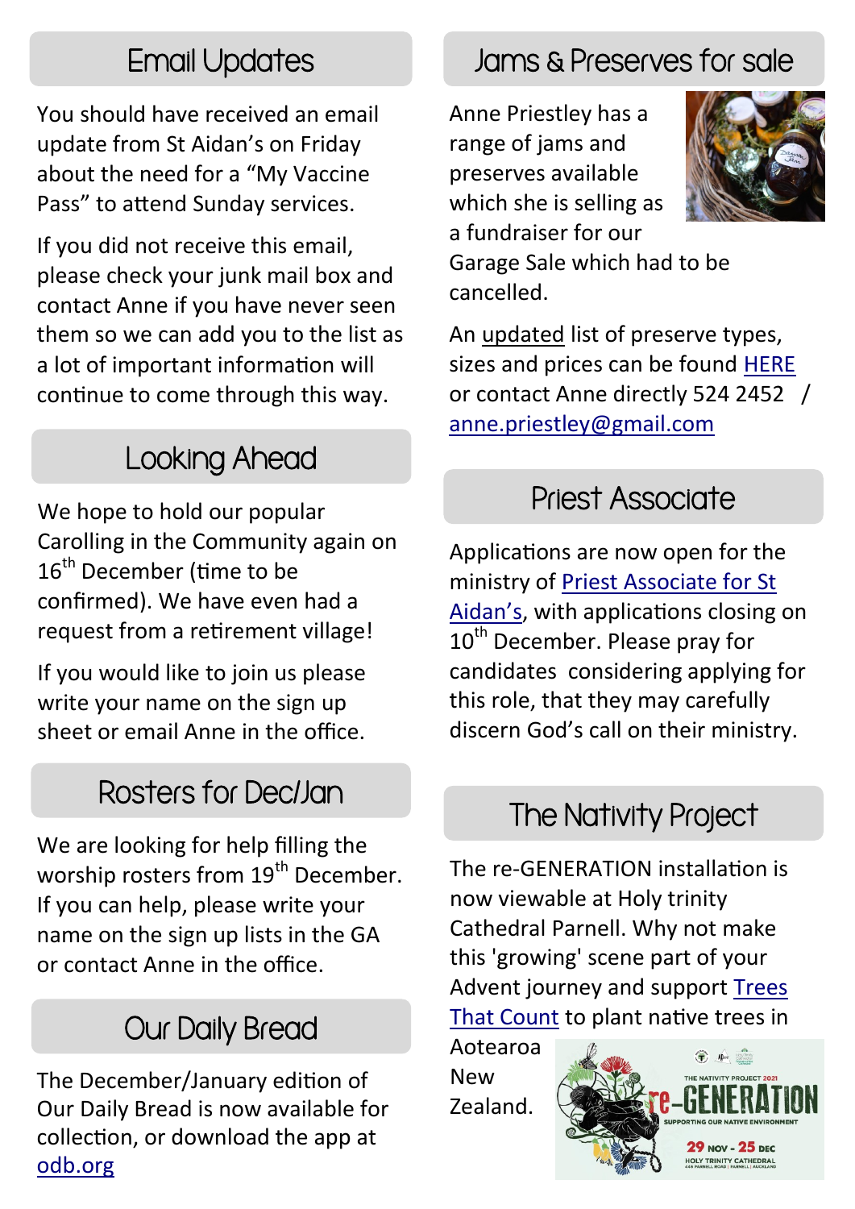## Email Updates

You should have received an email update from St Aidan's on Friday about the need for a "My Vaccine Pass" to attend Sunday services.

If you did not receive this email, please check your junk mail box and contact Anne if you have never seen them so we can add you to the list as a lot of important information will continue to come through this way.

## Looking Ahead

We hope to hold our popular Carolling in the Community again on 16th December (time to be confirmed). We have even had a request from a retirement village!

If you would like to join us please write your name on the sign up sheet or email Anne in the office.

## Rosters for Dec/Jan

We are looking for help filling the worship rosters from 19th December. If you can help, please write your name on the sign up lists in the GA or contact Anne in the office.

## Our Daily Bread

The December/January edition of Our Daily Bread is now available for collection, or download the app at odb.org

## Jams & Preserves for sale

Anne Priestley has a range of jams and preserves available which she is selling as a fundraiser for our Garage Sale which had to be cancelled.

An updated list of preserve types, sizes and prices can be found HERE or contact Anne directly 524 2452 / anne.priestley@gmail.com

## Priest Associate

Applications are now open for the ministry of Priest Associate for St Aidan's, with applications closing on 10th December. Please pray for candidates considering applying for this role, that they may carefully discern God's call on their ministry.

## The Nativity Project

The re-GENERATION installation is now viewable at Holy trinity Cathedral Parnell. Why not make this 'growing' scene part of your Advent journey and support Trees That Count to plant native trees in Aotearoa New Zealand.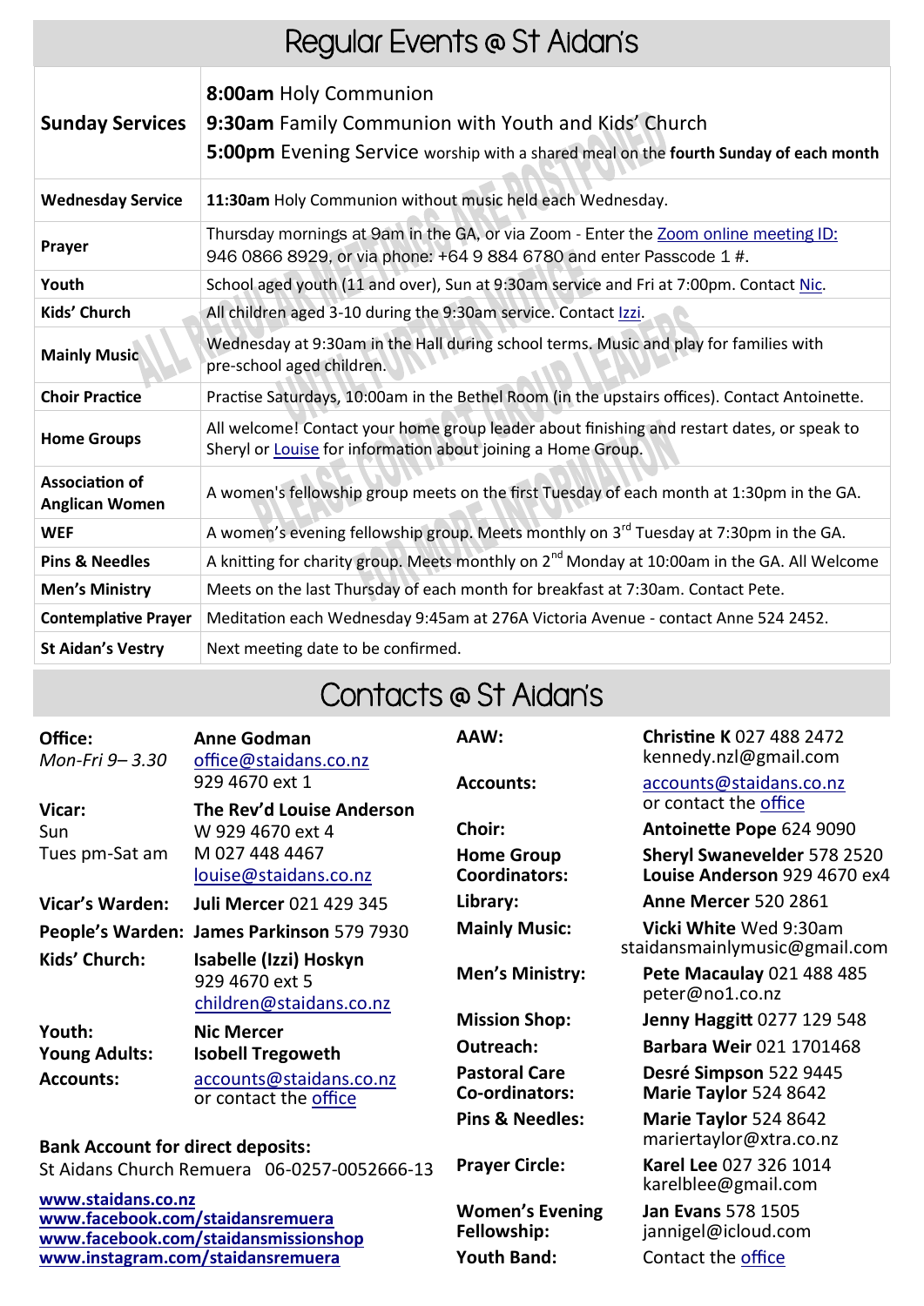# Regular Events @ St Aidan's

| | |
|---|---|
| **Sunday Services** | **8:00am** Holy Communion<br>**9:30am** Family Communion with Youth and Kids' Church<br>**5:00pm** Evening Service worship with a shared meal on the **fourth Sunday of each month** |
| **Wednesday Service** | **11:30am** Holy Communion without music held each Wednesday. |
| **Prayer** | Thursday mornings at 9am in the GA, or via Zoom - Enter the Zoom online meeting ID: 946 0866 8929, or via phone: +64 9 884 6780 and enter Passcode 1 #. |
| **Youth** | School aged youth (11 and over), Sun at 9:30am service and Fri at 7:00pm. Contact Nic. |
| **Kids' Church** | All children aged 3-10 during the 9:30am service. Contact Izzi. |
| **Mainly Music** | Wednesday at 9:30am in the Hall during school terms. Music and play for families with pre-school aged children. |
| **Choir Practice** | Practise Saturdays, 10:00am in the Bethel Room (in the upstairs offices). Contact Antoinette. |
| **Home Groups** | All welcome! Contact your home group leader about finishing and restart dates, or speak to Sheryl or Louise for information about joining a Home Group. |
| **Association of Anglican Women** | A women's fellowship group meets on the first Tuesday of each month at 1:30pm in the GA. |
| **WEF** | A women's evening fellowship group. Meets monthly on 3rd Tuesday at 7:30pm in the GA. |
| **Pins & Needles** | A knitting for charity group. Meets monthly on 2nd Monday at 10:00am in the GA. All Welcome |
| **Men's Ministry** | Meets on the last Thursday of each month for breakfast at 7:30am. Contact Pete. |
| **Contemplative Prayer** | Meditation each Wednesday 9:45am at 276A Victoria Avenue - contact Anne 524 2452. |
| **St Aidan's Vestry** | Next meeting date to be confirmed. |

ALL REGULAR MEETINGS ARE POSTPONED UNTIL FURTHER NOTICE. PLEASE CONTACT GROUP LEADERS FOR MORE INFORMATION

# Contacts @ St Aidan's

**Office:** *Mon-Fri 9– 3.30* — **Anne Godman** office@staidans.co.nz 929 4670 ext 1

**Vicar:** Sun, Tues pm-Sat am — **The Rev'd Louise Anderson** W 929 4670 ext 4, M 027 448 4467, louise@staidans.co.nz

**Vicar's Warden:** **Juli Mercer** 021 429 345

**People's Warden:** **James Parkinson** 579 7930

**Kids' Church:** **Isabelle (Izzi) Hoskyn** 929 4670 ext 5 children@staidans.co.nz

**Youth:** **Nic Mercer**

**Young Adults:** **Isobell Tregoweth**

**Accounts:** accounts@staidans.co.nz or contact the office

**Bank Account for direct deposits:**
St Aidans Church Remuera 06-0257-0052666-13

**www.staidans.co.nz**
**www.facebook.com/staidansremuera**
**www.facebook.com/staidansmissionshop**
**www.instagram.com/staidansremuera**

**AAW:** **Christine K** 027 488 2472 kennedy.nzl@gmail.com

**Accounts:** accounts@staidans.co.nz or contact the office

**Choir:** **Antoinette Pope** 624 9090

**Home Group Coordinators:** **Sheryl Swanevelder** 578 2520, **Louise Anderson** 929 4670 ex4

**Library:** **Anne Mercer** 520 2861

**Mainly Music:** **Vicki White** Wed 9:30am staidansmainlymusic@gmail.com

**Men's Ministry:** **Pete Macaulay** 021 488 485 peter@no1.co.nz

**Mission Shop:** **Jenny Haggitt** 0277 129 548

**Outreach:** **Barbara Weir** 021 1701468

**Pastoral Care Co-ordinators:** **Desré Simpson** 522 9445, **Marie Taylor** 524 8642

**Pins & Needles:** **Marie Taylor** 524 8642 mariertaylor@xtra.co.nz

**Prayer Circle:** **Karel Lee** 027 326 1014 karelblee@gmail.com

**Women's Evening Fellowship:** **Jan Evans** 578 1505 jannigel@icloud.com

**Youth Band:** Contact the office